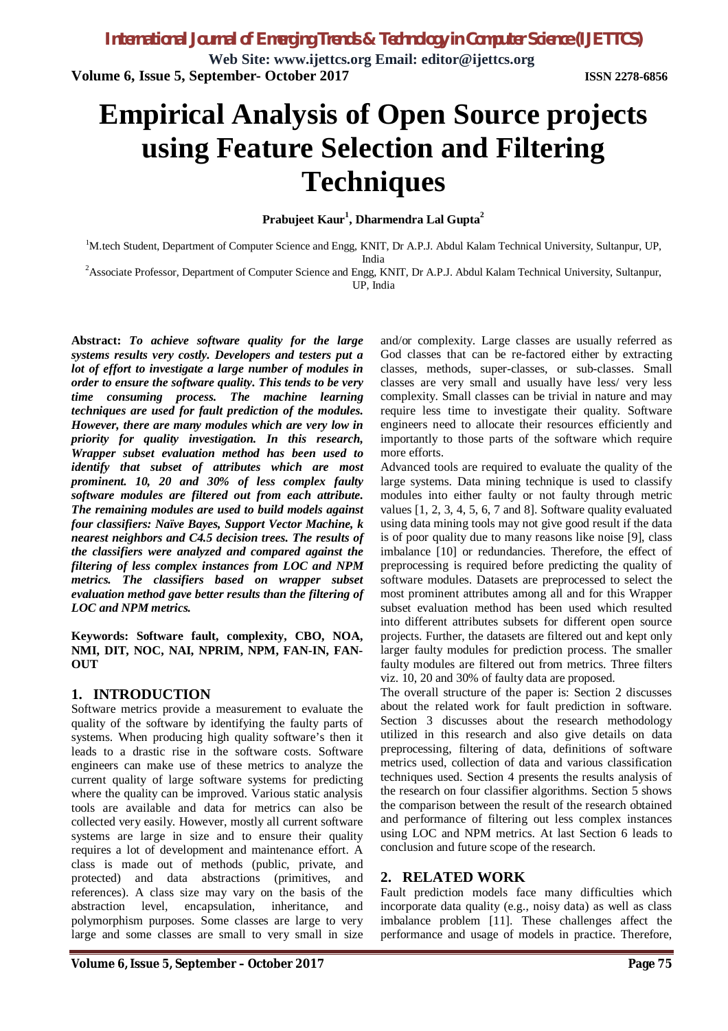# Empirical Analysis of Open Source projects using Feature Selection and Filtering Techniques

**Prabujeet Kaur[1], Dharmendra Lal Gupta[2]**

[1]M.tech Student, Department of Computer Science and Engg, KNIT, Dr A.P.J. Abdul Kalam Technical University, Sultanpur, UP, India

[2]Associate Professor, Department of Computer Science and Engg, KNIT, Dr A.P.J. Abdul Kalam Technical University, Sultanpur, UP, India

**Abstract:** ***To achieve software quality for the large systems results very costly. Developers and testers put a lot of effort to investigate a large number of modules in order to ensure the software quality. This tends to be very time consuming process. The machine learning techniques are used for fault prediction of the modules. However, there are many modules which are very low in priority for quality investigation. In this research, Wrapper subset evaluation method has been used to identify that subset of attributes which are most prominent. 10, 20 and 30% of less complex faulty software modules are filtered out from each attribute. The remaining modules are used to build models against four classifiers: Naïve Bayes, Support Vector Machine, k nearest neighbors and C4.5 decision trees. The results of the classifiers were analyzed and compared against the filtering of less complex instances from LOC and NPM metrics. The classifiers based on wrapper subset evaluation method gave better results than the filtering of LOC and NPM metrics.***

**Keywords: Software fault, complexity, CBO, NOA, NMI, DIT, NOC, NAI, NPRIM, NPM, FAN-IN, FAN-OUT**

## 1. INTRODUCTION

Software metrics provide a measurement to evaluate the quality of the software by identifying the faulty parts of systems. When producing high quality software's then it leads to a drastic rise in the software costs. Software engineers can make use of these metrics to analyze the current quality of large software systems for predicting where the quality can be improved. Various static analysis tools are available and data for metrics can also be collected very easily. However, mostly all current software systems are large in size and to ensure their quality requires a lot of development and maintenance effort. A class is made out of methods (public, private, and protected) and data abstractions (primitives, and references). A class size may vary on the basis of the abstraction level, encapsulation, inheritance, and polymorphism purposes. Some classes are large to very large and some classes are small to very small in size and/or complexity. Large classes are usually referred as God classes that can be re-factored either by extracting classes, methods, super-classes, or sub-classes. Small classes are very small and usually have less/ very less complexity. Small classes can be trivial in nature and may require less time to investigate their quality. Software engineers need to allocate their resources efficiently and importantly to those parts of the software which require more efforts.

Advanced tools are required to evaluate the quality of the large systems. Data mining technique is used to classify modules into either faulty or not faulty through metric values [1, 2, 3, 4, 5, 6, 7 and 8]. Software quality evaluated using data mining tools may not give good result if the data is of poor quality due to many reasons like noise [9], class imbalance [10] or redundancies. Therefore, the effect of preprocessing is required before predicting the quality of software modules. Datasets are preprocessed to select the most prominent attributes among all and for this Wrapper subset evaluation method has been used which resulted into different attributes subsets for different open source projects. Further, the datasets are filtered out and kept only larger faulty modules for prediction process. The smaller faulty modules are filtered out from metrics. Three filters viz. 10, 20 and 30% of faulty data are proposed.

The overall structure of the paper is: Section 2 discusses about the related work for fault prediction in software. Section 3 discusses about the research methodology utilized in this research and also give details on data preprocessing, filtering of data, definitions of software metrics used, collection of data and various classification techniques used. Section 4 presents the results analysis of the research on four classifier algorithms. Section 5 shows the comparison between the result of the research obtained and performance of filtering out less complex instances using LOC and NPM metrics. At last Section 6 leads to conclusion and future scope of the research.

## 2. RELATED WORK

Fault prediction models face many difficulties which incorporate data quality (e.g., noisy data) as well as class imbalance problem [11]. These challenges affect the performance and usage of models in practice. Therefore,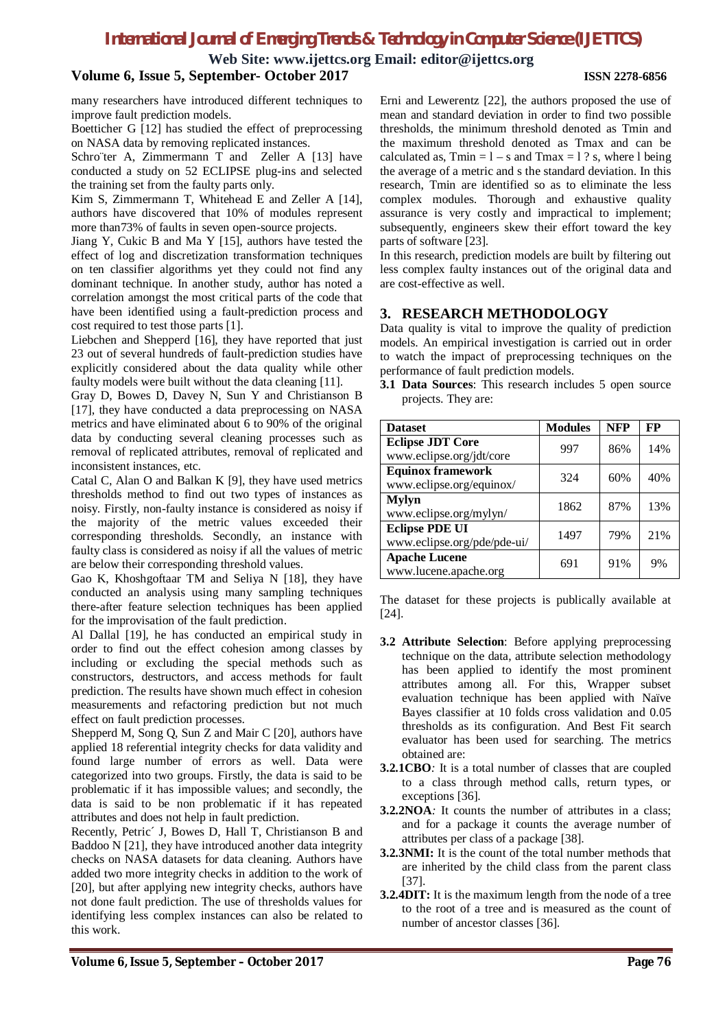many researchers have introduced different techniques to improve fault prediction models.

Boetticher G [12] has studied the effect of preprocessing on NASA data by removing replicated instances.

Schro¨ter A, Zimmermann T and Zeller A [13] have conducted a study on 52 ECLIPSE plug-ins and selected the training set from the faulty parts only.

Kim S, Zimmermann T, Whitehead E and Zeller A [14], authors have discovered that 10% of modules represent more than73% of faults in seven open-source projects.

Jiang Y, Cukic B and Ma Y [15], authors have tested the effect of log and discretization transformation techniques on ten classifier algorithms yet they could not find any dominant technique. In another study, author has noted a correlation amongst the most critical parts of the code that have been identified using a fault-prediction process and cost required to test those parts [1].

Liebchen and Shepperd [16], they have reported that just 23 out of several hundreds of fault-prediction studies have explicitly considered about the data quality while other faulty models were built without the data cleaning [11].

Gray D, Bowes D, Davey N, Sun Y and Christianson B [17], they have conducted a data preprocessing on NASA metrics and have eliminated about 6 to 90% of the original data by conducting several cleaning processes such as removal of replicated attributes, removal of replicated and inconsistent instances, etc.

Catal C, Alan O and Balkan K [9], they have used metrics thresholds method to find out two types of instances as noisy. Firstly, non-faulty instance is considered as noisy if the majority of the metric values exceeded their corresponding thresholds. Secondly, an instance with faulty class is considered as noisy if all the values of metric are below their corresponding threshold values.

Gao K, Khoshgoftaar TM and Seliya N [18], they have conducted an analysis using many sampling techniques there-after feature selection techniques has been applied for the improvisation of the fault prediction.

Al Dallal [19], he has conducted an empirical study in order to find out the effect cohesion among classes by including or excluding the special methods such as constructors, destructors, and access methods for fault prediction. The results have shown much effect in cohesion measurements and refactoring prediction but not much effect on fault prediction processes.

Shepperd M, Song Q, Sun Z and Mair C [20], authors have applied 18 referential integrity checks for data validity and found large number of errors as well. Data were categorized into two groups. Firstly, the data is said to be problematic if it has impossible values; and secondly, the data is said to be non problematic if it has repeated attributes and does not help in fault prediction.

Recently, Petric´ J, Bowes D, Hall T, Christianson B and Baddoo N [21], they have introduced another data integrity checks on NASA datasets for data cleaning. Authors have added two more integrity checks in addition to the work of [20], but after applying new integrity checks, authors have not done fault prediction. The use of thresholds values for identifying less complex instances can also be related to this work.

Erni and Lewerentz [22], the authors proposed the use of mean and standard deviation in order to find two possible thresholds, the minimum threshold denoted as Tmin and the maximum threshold denoted as Tmax and can be calculated as, Tmin = l – s and Tmax = l ? s, where l being the average of a metric and s the standard deviation. In this research, Tmin are identified so as to eliminate the less complex modules. Thorough and exhaustive quality assurance is very costly and impractical to implement; subsequently, engineers skew their effort toward the key parts of software [23].

In this research, prediction models are built by filtering out less complex faulty instances out of the original data and are cost-effective as well.

## 3. RESEARCH METHODOLOGY

Data quality is vital to improve the quality of prediction models. An empirical investigation is carried out in order to watch the impact of preprocessing techniques on the performance of fault prediction models.

**3.1 Data Sources**: This research includes 5 open source projects. They are:

| Dataset | Modules | NFP | FP |
|---|---|---|---|
| **Eclipse JDT Core** www.eclipse.org/jdt/core | 997 | 86% | 14% |
| **Equinox framework** www.eclipse.org/equinox/ | 324 | 60% | 40% |
| **Mylyn** www.eclipse.org/mylyn/ | 1862 | 87% | 13% |
| **Eclipse PDE UI** www.eclipse.org/pde/pde-ui/ | 1497 | 79% | 21% |
| **Apache Lucene** www.lucene.apache.org | 691 | 91% | 9% |

The dataset for these projects is publically available at [24].

**3.2 Attribute Selection**: Before applying preprocessing technique on the data, attribute selection methodology has been applied to identify the most prominent attributes among all. For this, Wrapper subset evaluation technique has been applied with Naïve Bayes classifier at 10 folds cross validation and 0.05 thresholds as its configuration. And Best Fit search evaluator has been used for searching. The metrics obtained are:

**3.2.1CBO**: It is a total number of classes that are coupled to a class through method calls, return types, or exceptions [36].

**3.2.2NOA**: It counts the number of attributes in a class; and for a package it counts the average number of attributes per class of a package [38].

**3.2.3NMI:** It is the count of the total number methods that are inherited by the child class from the parent class [37].

**3.2.4DIT:** It is the maximum length from the node of a tree to the root of a tree and is measured as the count of number of ancestor classes [36].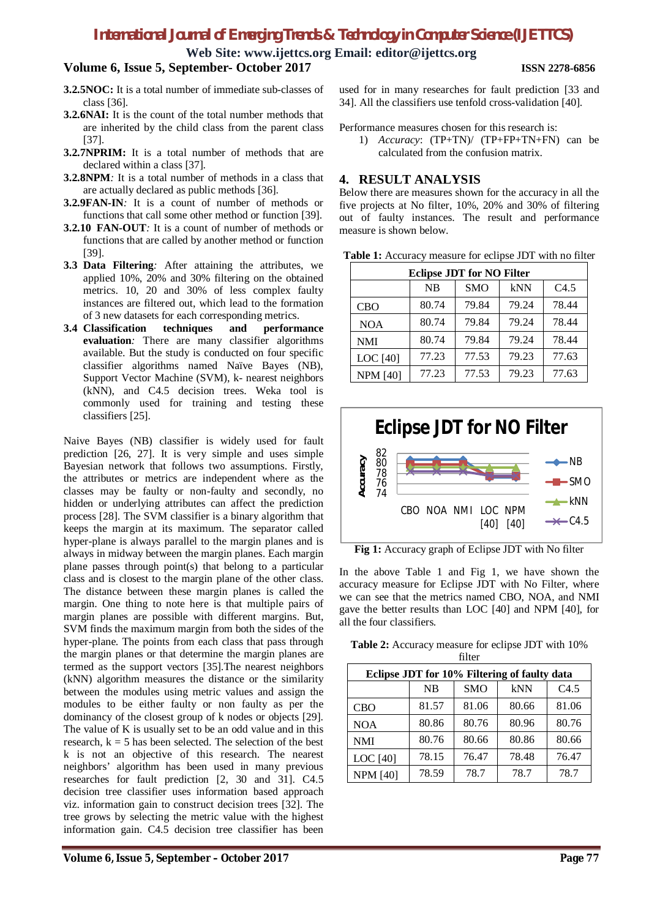- **3.2.5NOC:** It is a total number of immediate sub-classes of class [36].
- **3.2.6NAI:** It is the count of the total number methods that are inherited by the child class from the parent class [37].
- **3.2.7NPRIM:** It is a total number of methods that are declared within a class [37].
- **3.2.8NPM***:* It is a total number of methods in a class that are actually declared as public methods [36].
- **3.2.9FAN-IN***:* It is a count of number of methods or functions that call some other method or function [39].
- **3.2.10 FAN-OUT***:* It is a count of number of methods or functions that are called by another method or function [39].

**3.3 Data Filtering***:* After attaining the attributes, we applied 10%, 20% and 30% filtering on the obtained metrics. 10, 20 and 30% of less complex faulty instances are filtered out, which lead to the formation of 3 new datasets for each corresponding metrics.

**3.4 Classification techniques and performance evaluation***:* There are many classifier algorithms available. But the study is conducted on four specific classifier algorithms named Naïve Bayes (NB), Support Vector Machine (SVM), k- nearest neighbors (kNN), and C4.5 decision trees. Weka tool is commonly used for training and testing these classifiers [25].

Naive Bayes (NB) classifier is widely used for fault prediction [26, 27]. It is very simple and uses simple Bayesian network that follows two assumptions. Firstly, the attributes or metrics are independent where as the classes may be faulty or non-faulty and secondly, no hidden or underlying attributes can affect the prediction process [28]. The SVM classifier is a binary algorithm that keeps the margin at its maximum. The separator called hyper-plane is always parallel to the margin planes and is always in midway between the margin planes. Each margin plane passes through point(s) that belong to a particular class and is closest to the margin plane of the other class. The distance between these margin planes is called the margin. One thing to note here is that multiple pairs of margin planes are possible with different margins. But, SVM finds the maximum margin from both the sides of the hyper-plane. The points from each class that pass through the margin planes or that determine the margin planes are termed as the support vectors [35].The nearest neighbors (kNN) algorithm measures the distance or the similarity between the modules using metric values and assign the modules to be either faulty or non faulty as per the dominancy of the closest group of k nodes or objects [29]. The value of K is usually set to be an odd value and in this research, k = 5 has been selected. The selection of the best k is not an objective of this research. The nearest neighbors' algorithm has been used in many previous researches for fault prediction [2, 30 and 31]. C4.5 decision tree classifier uses information based approach viz. information gain to construct decision trees [32]. The tree grows by selecting the metric value with the highest information gain. C4.5 decision tree classifier has been used for in many researches for fault prediction [33 and 34]. All the classifiers use tenfold cross-validation [40].

Performance measures chosen for this research is:

1) *Accuracy*: (TP+TN)/ (TP+FP+TN+FN) can be calculated from the confusion matrix.

## 4. RESULT ANALYSIS

Below there are measures shown for the accuracy in all the five projects at No filter, 10%, 20% and 30% of filtering out of faulty instances. The result and performance measure is shown below.

**Table 1:** Accuracy measure for eclipse JDT with no filter

| Eclipse JDT for NO Filter | | | | |
|---|---|---|---|---|
| | NB | SMO | kNN | C4.5 |
| CBO | 80.74 | 79.84 | 79.24 | 78.44 |
| NOA | 80.74 | 79.84 | 79.24 | 78.44 |
| NMI | 80.74 | 79.84 | 79.24 | 78.44 |
| LOC [40] | 77.23 | 77.53 | 79.23 | 77.63 |
| NPM [40] | 77.23 | 77.53 | 79.23 | 77.63 |

**Fig 1:** Accuracy graph of Eclipse JDT with No filter

In the above Table 1 and Fig 1, we have shown the accuracy measure for Eclipse JDT with No Filter, where we can see that the metrics named CBO, NOA, and NMI gave the better results than LOC [40] and NPM [40], for all the four classifiers.

**Table 2:** Accuracy measure for eclipse JDT with 10% filter

| Eclipse JDT for 10% Filtering of faulty data | | | | |
|---|---|---|---|---|
| | NB | SMO | kNN | C4.5 |
| CBO | 81.57 | 81.06 | 80.66 | 81.06 |
| NOA | 80.86 | 80.76 | 80.96 | 80.76 |
| NMI | 80.76 | 80.66 | 80.86 | 80.66 |
| LOC [40] | 78.15 | 76.47 | 78.48 | 76.47 |
| NPM [40] | 78.59 | 78.7 | 78.7 | 78.7 |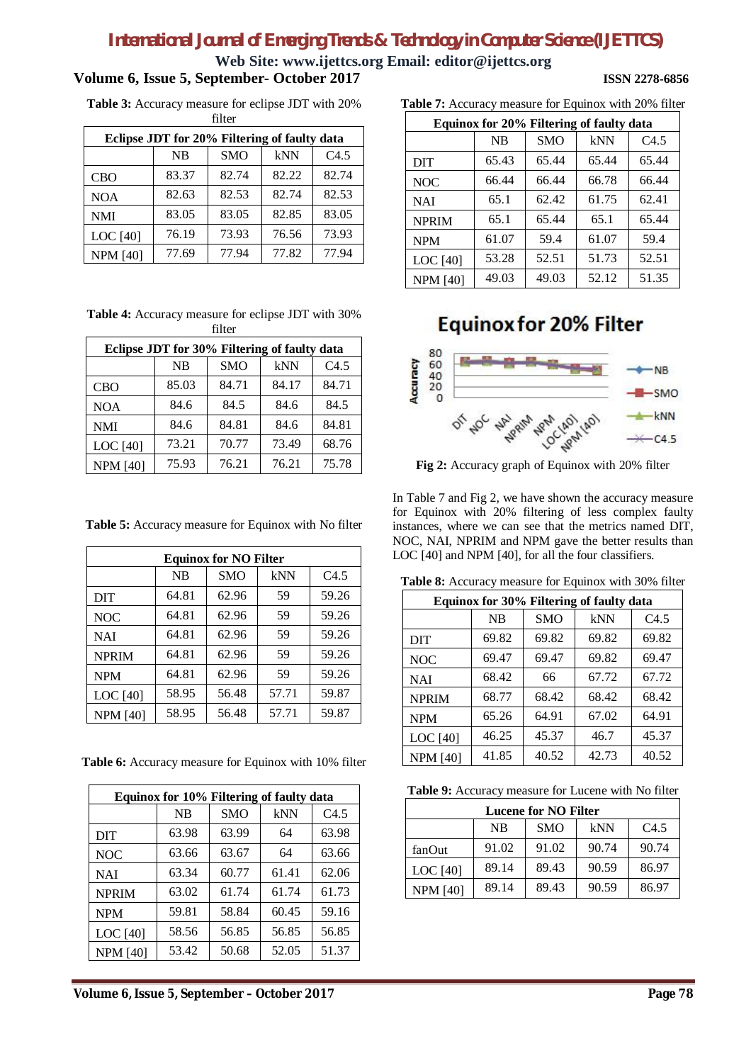**Table 3:** Accuracy measure for eclipse JDT with 20% filter

| Eclipse JDT for 20% Filtering of faulty data | | | | |
|---|---|---|---|---|
| | NB | SMO | kNN | C4.5 |
| CBO | 83.37 | 82.74 | 82.22 | 82.74 |
| NOA | 82.63 | 82.53 | 82.74 | 82.53 |
| NMI | 83.05 | 83.05 | 82.85 | 83.05 |
| LOC [40] | 76.19 | 73.93 | 76.56 | 73.93 |
| NPM [40] | 77.69 | 77.94 | 77.82 | 77.94 |

**Table 4:** Accuracy measure for eclipse JDT with 30% filter

| Eclipse JDT for 30% Filtering of faulty data | | | | |
|---|---|---|---|---|
| | NB | SMO | kNN | C4.5 |
| CBO | 85.03 | 84.71 | 84.17 | 84.71 |
| NOA | 84.6 | 84.5 | 84.6 | 84.5 |
| NMI | 84.6 | 84.81 | 84.6 | 84.81 |
| LOC [40] | 73.21 | 70.77 | 73.49 | 68.76 |
| NPM [40] | 75.93 | 76.21 | 76.21 | 75.78 |

**Table 5:** Accuracy measure for Equinox with No filter

| Equinox for NO Filter | | | | |
|---|---|---|---|---|
| | NB | SMO | kNN | C4.5 |
| DIT | 64.81 | 62.96 | 59 | 59.26 |
| NOC | 64.81 | 62.96 | 59 | 59.26 |
| NAI | 64.81 | 62.96 | 59 | 59.26 |
| NPRIM | 64.81 | 62.96 | 59 | 59.26 |
| NPM | 64.81 | 62.96 | 59 | 59.26 |
| LOC [40] | 58.95 | 56.48 | 57.71 | 59.87 |
| NPM [40] | 58.95 | 56.48 | 57.71 | 59.87 |

**Table 6:** Accuracy measure for Equinox with 10% filter

| Equinox for 10% Filtering of faulty data | | | | |
|---|---|---|---|---|
| | NB | SMO | kNN | C4.5 |
| DIT | 63.98 | 63.99 | 64 | 63.98 |
| NOC | 63.66 | 63.67 | 64 | 63.66 |
| NAI | 63.34 | 60.77 | 61.41 | 62.06 |
| NPRIM | 63.02 | 61.74 | 61.74 | 61.73 |
| NPM | 59.81 | 58.84 | 60.45 | 59.16 |
| LOC [40] | 58.56 | 56.85 | 56.85 | 56.85 |
| NPM [40] | 53.42 | 50.68 | 52.05 | 51.37 |

**Table 7:** Accuracy measure for Equinox with 20% filter

| Equinox for 20% Filtering of faulty data | | | | |
|---|---|---|---|---|
| | NB | SMO | kNN | C4.5 |
| DIT | 65.43 | 65.44 | 65.44 | 65.44 |
| NOC | 66.44 | 66.44 | 66.78 | 66.44 |
| NAI | 65.1 | 62.42 | 61.75 | 62.41 |
| NPRIM | 65.1 | 65.44 | 65.1 | 65.44 |
| NPM | 61.07 | 59.4 | 61.07 | 59.4 |
| LOC [40] | 53.28 | 52.51 | 51.73 | 52.51 |
| NPM [40] | 49.03 | 49.03 | 52.12 | 51.35 |

**Fig 2:** Accuracy graph of Equinox with 20% filter

In Table 7 and Fig 2, we have shown the accuracy measure for Equinox with 20% filtering of less complex faulty instances, where we can see that the metrics named DIT, NOC, NAI, NPRIM and NPM gave the better results than LOC [40] and NPM [40], for all the four classifiers.

**Table 8:** Accuracy measure for Equinox with 30% filter

| Equinox for 30% Filtering of faulty data | | | | |
|---|---|---|---|---|
| | NB | SMO | kNN | C4.5 |
| DIT | 69.82 | 69.82 | 69.82 | 69.82 |
| NOC | 69.47 | 69.47 | 69.82 | 69.47 |
| NAI | 68.42 | 66 | 67.72 | 67.72 |
| NPRIM | 68.77 | 68.42 | 68.42 | 68.42 |
| NPM | 65.26 | 64.91 | 67.02 | 64.91 |
| LOC [40] | 46.25 | 45.37 | 46.7 | 45.37 |
| NPM [40] | 41.85 | 40.52 | 42.73 | 40.52 |

**Table 9:** Accuracy measure for Lucene with No filter

| Lucene for NO Filter | | | | |
|---|---|---|---|---|
| | NB | SMO | kNN | C4.5 |
| fanOut | 91.02 | 91.02 | 90.74 | 90.74 |
| LOC [40] | 89.14 | 89.43 | 90.59 | 86.97 |
| NPM [40] | 89.14 | 89.43 | 90.59 | 86.97 |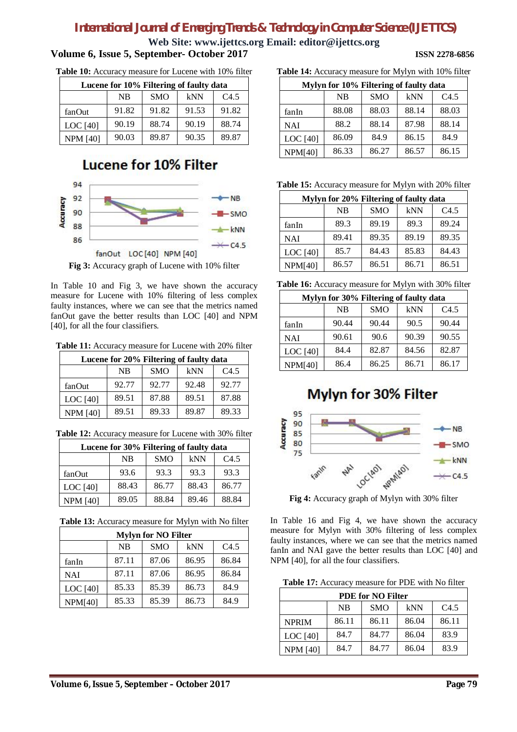**Table 10:** Accuracy measure for Lucene with 10% filter

| Lucene for 10% Filtering of faulty data | | | | |
|---|---|---|---|---|
| | NB | SMO | kNN | C4.5 |
| fanOut | 91.82 | 91.82 | 91.53 | 91.82 |
| LOC [40] | 90.19 | 88.74 | 90.19 | 88.74 |
| NPM [40] | 90.03 | 89.87 | 90.35 | 89.87 |

**Fig 3:** Accuracy graph of Lucene with 10% filter

In Table 10 and Fig 3, we have shown the accuracy measure for Lucene with 10% filtering of less complex faulty instances, where we can see that the metrics named fanOut gave the better results than LOC [40] and NPM [40], for all the four classifiers.

**Table 11:** Accuracy measure for Lucene with 20% filter

| Lucene for 20% Filtering of faulty data | | | | |
|---|---|---|---|---|
| | NB | SMO | kNN | C4.5 |
| fanOut | 92.77 | 92.77 | 92.48 | 92.77 |
| LOC [40] | 89.51 | 87.88 | 89.51 | 87.88 |
| NPM [40] | 89.51 | 89.33 | 89.87 | 89.33 |

**Table 12:** Accuracy measure for Lucene with 30% filter

| Lucene for 30% Filtering of faulty data | | | | |
|---|---|---|---|---|
| | NB | SMO | kNN | C4.5 |
| fanOut | 93.6 | 93.3 | 93.3 | 93.3 |
| LOC [40] | 88.43 | 86.77 | 88.43 | 86.77 |
| NPM [40] | 89.05 | 88.84 | 89.46 | 88.84 |

**Table 13:** Accuracy measure for Mylyn with No filter

| Mylyn for NO Filter | | | | |
|---|---|---|---|---|
| | NB | SMO | kNN | C4.5 |
| fanIn | 87.11 | 87.06 | 86.95 | 86.84 |
| NAI | 87.11 | 87.06 | 86.95 | 86.84 |
| LOC [40] | 85.33 | 85.39 | 86.73 | 84.9 |
| NPM[40] | 85.33 | 85.39 | 86.73 | 84.9 |

**Table 14:** Accuracy measure for Mylyn with 10% filter

| Mylyn for 10% Filtering of faulty data | | | | |
|---|---|---|---|---|
| | NB | SMO | kNN | C4.5 |
| fanIn | 88.08 | 88.03 | 88.14 | 88.03 |
| NAI | 88.2 | 88.14 | 87.98 | 88.14 |
| LOC [40] | 86.09 | 84.9 | 86.15 | 84.9 |
| NPM[40] | 86.33 | 86.27 | 86.57 | 86.15 |

**Table 15:** Accuracy measure for Mylyn with 20% filter

| Mylyn for 20% Filtering of faulty data | | | | |
|---|---|---|---|---|
| | NB | SMO | kNN | C4.5 |
| fanIn | 89.3 | 89.19 | 89.3 | 89.24 |
| NAI | 89.41 | 89.35 | 89.19 | 89.35 |
| LOC [40] | 85.7 | 84.43 | 85.83 | 84.43 |
| NPM[40] | 86.57 | 86.51 | 86.71 | 86.51 |

**Table 16:** Accuracy measure for Mylyn with 30% filter

| Mylyn for 30% Filtering of faulty data | | | | |
|---|---|---|---|---|
| | NB | SMO | kNN | C4.5 |
| fanIn | 90.44 | 90.44 | 90.5 | 90.44 |
| NAI | 90.61 | 90.6 | 90.39 | 90.55 |
| LOC [40] | 84.4 | 82.87 | 84.56 | 82.87 |
| NPM[40] | 86.4 | 86.25 | 86.71 | 86.17 |

**Fig 4:** Accuracy graph of Mylyn with 30% filter

In Table 16 and Fig 4, we have shown the accuracy measure for Mylyn with 30% filtering of less complex faulty instances, where we can see that the metrics named fanIn and NAI gave the better results than LOC [40] and NPM [40], for all the four classifiers.

**Table 17:** Accuracy measure for PDE with No filter

| PDE for NO Filter | | | | |
|---|---|---|---|---|
| | NB | SMO | kNN | C4.5 |
| NPRIM | 86.11 | 86.11 | 86.04 | 86.11 |
| LOC [40] | 84.7 | 84.77 | 86.04 | 83.9 |
| NPM [40] | 84.7 | 84.77 | 86.04 | 83.9 |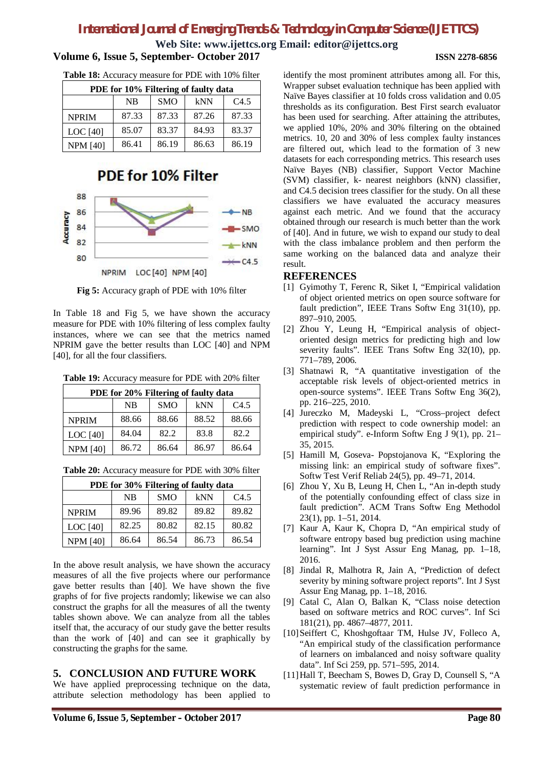**Table 18:** Accuracy measure for PDE with 10% filter

| PDE for 10% Filtering of faulty data | | | | |
|---|---|---|---|---|
| | NB | SMO | kNN | C4.5 |
| NPRIM | 87.33 | 87.33 | 87.26 | 87.33 |
| LOC [40] | 85.07 | 83.37 | 84.93 | 83.37 |
| NPM [40] | 86.41 | 86.19 | 86.63 | 86.19 |

**Fig 5:** Accuracy graph of PDE with 10% filter

In Table 18 and Fig 5, we have shown the accuracy measure for PDE with 10% filtering of less complex faulty instances, where we can see that the metrics named NPRIM gave the better results than LOC [40] and NPM [40], for all the four classifiers.

**Table 19:** Accuracy measure for PDE with 20% filter

| PDE for 20% Filtering of faulty data | | | | |
|---|---|---|---|---|
| | NB | SMO | kNN | C4.5 |
| NPRIM | 88.66 | 88.66 | 88.52 | 88.66 |
| LOC [40] | 84.04 | 82.2 | 83.8 | 82.2 |
| NPM [40] | 86.72 | 86.64 | 86.97 | 86.64 |

**Table 20:** Accuracy measure for PDE with 30% filter

| PDE for 30% Filtering of faulty data | | | | |
|---|---|---|---|---|
| | NB | SMO | kNN | C4.5 |
| NPRIM | 89.96 | 89.82 | 89.82 | 89.82 |
| LOC [40] | 82.25 | 80.82 | 82.15 | 80.82 |
| NPM [40] | 86.64 | 86.54 | 86.73 | 86.54 |

In the above result analysis, we have shown the accuracy measures of all the five projects where our performance gave better results than [40]. We have shown the five graphs of for five projects randomly; likewise we can also construct the graphs for all the measures of all the twenty tables shown above. We can analyze from all the tables itself that, the accuracy of our study gave the better results than the work of [40] and can see it graphically by constructing the graphs for the same.

## 5. CONCLUSION AND FUTURE WORK

We have applied preprocessing technique on the data, attribute selection methodology has been applied to identify the most prominent attributes among all. For this, Wrapper subset evaluation technique has been applied with Naïve Bayes classifier at 10 folds cross validation and 0.05 thresholds as its configuration. Best First search evaluator has been used for searching. After attaining the attributes, we applied 10%, 20% and 30% filtering on the obtained metrics. 10, 20 and 30% of less complex faulty instances are filtered out, which lead to the formation of 3 new datasets for each corresponding metrics. This research uses Naïve Bayes (NB) classifier, Support Vector Machine (SVM) classifier, k- nearest neighbors (kNN) classifier, and C4.5 decision trees classifier for the study. On all these classifiers we have evaluated the accuracy measures against each metric. And we found that the accuracy obtained through our research is much better than the work of [40]. And in future, we wish to expand our study to deal with the class imbalance problem and then perform the same working on the balanced data and analyze their result.

## REFERENCES

[1] Gyimothy T, Ferenc R, Siket I, "Empirical validation of object oriented metrics on open source software for fault prediction", IEEE Trans Softw Eng 31(10), pp. 897–910, 2005.

[2] Zhou Y, Leung H, "Empirical analysis of object-oriented design metrics for predicting high and low severity faults". IEEE Trans Softw Eng 32(10), pp. 771–789, 2006.

[3] Shatnawi R, "A quantitative investigation of the acceptable risk levels of object-oriented metrics in open-source systems". IEEE Trans Softw Eng 36(2), pp. 216–225, 2010.

[4] Jureczko M, Madeyski L, "Cross–project defect prediction with respect to code ownership model: an empirical study". e-Inform Softw Eng J 9(1), pp. 21–35, 2015.

[5] Hamill M, Goseva- Popstojanova K, "Exploring the missing link: an empirical study of software fixes". Softw Test Verif Reliab 24(5), pp. 49–71, 2014.

[6] Zhou Y, Xu B, Leung H, Chen L, "An in-depth study of the potentially confounding effect of class size in fault prediction". ACM Trans Softw Eng Methodol 23(1), pp. 1–51, 2014.

[7] Kaur A, Kaur K, Chopra D, "An empirical study of software entropy based bug prediction using machine learning". Int J Syst Assur Eng Manag, pp. 1–18, 2016.

[8] Jindal R, Malhotra R, Jain A, "Prediction of defect severity by mining software project reports". Int J Syst Assur Eng Manag, pp. 1–18, 2016.

[9] Catal C, Alan O, Balkan K, "Class noise detection based on software metrics and ROC curves". Inf Sci 181(21), pp. 4867–4877, 2011.

[10] Seiffert C, Khoshgoftaar TM, Hulse JV, Folleco A, "An empirical study of the classification performance of learners on imbalanced and noisy software quality data". Inf Sci 259, pp. 571–595, 2014.

[11] Hall T, Beecham S, Bowes D, Gray D, Counsell S, "A systematic review of fault prediction performance in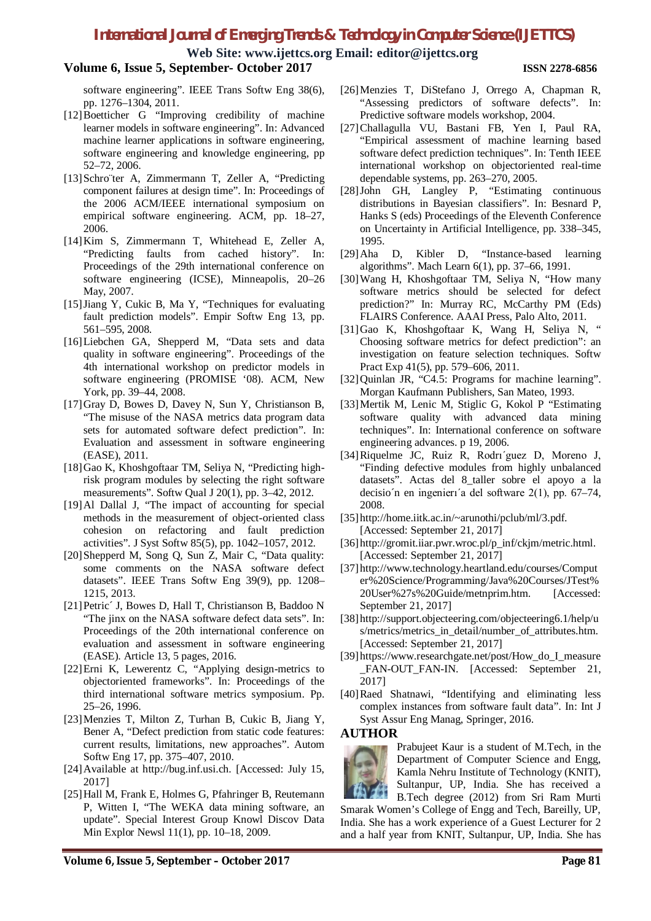software engineering". IEEE Trans Softw Eng 38(6), pp. 1276–1304, 2011.

[12] Boetticher G "Improving credibility of machine learner models in software engineering". In: Advanced machine learner applications in software engineering, software engineering and knowledge engineering, pp 52–72, 2006.

[13] Schro¨ter A, Zimmermann T, Zeller A, "Predicting component failures at design time". In: Proceedings of the 2006 ACM/IEEE international symposium on empirical software engineering. ACM, pp. 18–27, 2006.

[14] Kim S, Zimmermann T, Whitehead E, Zeller A, "Predicting faults from cached history". In: Proceedings of the 29th international conference on software engineering (ICSE), Minneapolis, 20–26 May, 2007.

[15] Jiang Y, Cukic B, Ma Y, "Techniques for evaluating fault prediction models". Empir Softw Eng 13, pp. 561–595, 2008.

[16] Liebchen GA, Shepperd M, "Data sets and data quality in software engineering". Proceedings of the 4th international workshop on predictor models in software engineering (PROMISE '08). ACM, New York, pp. 39–44, 2008.

[17] Gray D, Bowes D, Davey N, Sun Y, Christianson B, "The misuse of the NASA metrics data program data sets for automated software defect prediction". In: Evaluation and assessment in software engineering (EASE), 2011.

[18] Gao K, Khoshgoftaar TM, Seliya N, "Predicting high-risk program modules by selecting the right software measurements". Softw Qual J 20(1), pp. 3–42, 2012.

[19] Al Dallal J, "The impact of accounting for special methods in the measurement of object-oriented class cohesion on refactoring and fault prediction activities". J Syst Softw 85(5), pp. 1042–1057, 2012.

[20] Shepperd M, Song Q, Sun Z, Mair C, "Data quality: some comments on the NASA software defect datasets". IEEE Trans Softw Eng 39(9), pp. 1208–1215, 2013.

[21] Petric´ J, Bowes D, Hall T, Christianson B, Baddoo N "The jinx on the NASA software defect data sets". In: Proceedings of the 20th international conference on evaluation and assessment in software engineering (EASE). Article 13, 5 pages, 2016.

[22] Erni K, Lewerentz C, "Applying design-metrics to objectoriented frameworks". In: Proceedings of the third international software metrics symposium. Pp. 25–26, 1996.

[23] Menzies T, Milton Z, Turhan B, Cukic B, Jiang Y, Bener A, "Defect prediction from static code features: current results, limitations, new approaches". Autom Softw Eng 17, pp. 375–407, 2010.

[24] Available at http://bug.inf.usi.ch. [Accessed: July 15, 2017]

[25] Hall M, Frank E, Holmes G, Pfahringer B, Reutemann P, Witten I, "The WEKA data mining software, an update". Special Interest Group Knowl Discov Data Min Explor Newsl 11(1), pp. 10–18, 2009.

[26] Menzies T, DiStefano J, Orrego A, Chapman R, "Assessing predictors of software defects". In: Predictive software models workshop, 2004.

[27] Challagulla VU, Bastani FB, Yen I, Paul RA, "Empirical assessment of machine learning based software defect prediction techniques". In: Tenth IEEE international workshop on objectoriented real-time dependable systems, pp. 263–270, 2005.

[28] John GH, Langley P, "Estimating continuous distributions in Bayesian classifiers". In: Besnard P, Hanks S (eds) Proceedings of the Eleventh Conference on Uncertainty in Artificial Intelligence, pp. 338–345, 1995.

[29] Aha D, Kibler D, "Instance-based learning algorithms". Mach Learn 6(1), pp. 37–66, 1991.

[30] Wang H, Khoshgoftaar TM, Seliya N, "How many software metrics should be selected for defect prediction?" In: Murray RC, McCarthy PM (Eds) FLAIRS Conference. AAAI Press, Palo Alto, 2011.

[31] Gao K, Khoshgoftaar K, Wang H, Seliya N, " Choosing software metrics for defect prediction": an investigation on feature selection techniques. Softw Pract Exp 41(5), pp. 579–606, 2011.

[32] Quinlan JR, "C4.5: Programs for machine learning". Morgan Kaufmann Publishers, San Mateo, 1993.

[33] Mertik M, Lenic M, Stiglic G, Kokol P "Estimating software quality with advanced data mining techniques". In: International conference on software engineering advances. p 19, 2006.

[34] Riquelme JC, Ruiz R, Rodrı´guez D, Moreno J, "Finding defective modules from highly unbalanced datasets". Actas del 8_taller sobre el apoyo a la decisio´n en ingenierı´a del software 2(1), pp. 67–74, 2008.

[35] http://home.iitk.ac.in/~arunothi/pclub/ml/3.pdf. [Accessed: September 21, 2017]

[36] http://gromit.iiar.pwr.wroc.pl/p_inf/ckjm/metric.html. [Accessed: September 21, 2017]

[37] http://www.technology.heartland.edu/courses/Computer%20Science/Programming/Java%20Courses/JTest%20User%27s%20Guide/metnprim.htm. [Accessed: September 21, 2017]

[38] http://support.objecteering.com/objecteering6.1/help/us/metrics/metrics_in_detail/number_of_attributes.htm. [Accessed: September 21, 2017]

[39] https://www.researchgate.net/post/How_do_I_measure_FAN-OUT_FAN-IN. [Accessed: September 21, 2017]

[40] Raed Shatnawi, "Identifying and eliminating less complex instances from software fault data". In: Int J Syst Assur Eng Manag, Springer, 2016.

## AUTHOR

Prabujeet Kaur is a student of M.Tech, in the Department of Computer Science and Engg, Kamla Nehru Institute of Technology (KNIT), Sultanpur, UP, India. She has received a B.Tech degree (2012) from Sri Ram Murti Smarak Women's College of Engg and Tech, Bareilly, UP, India. She has a work experience of a Guest Lecturer for 2 and a half year from KNIT, Sultanpur, UP, India. She has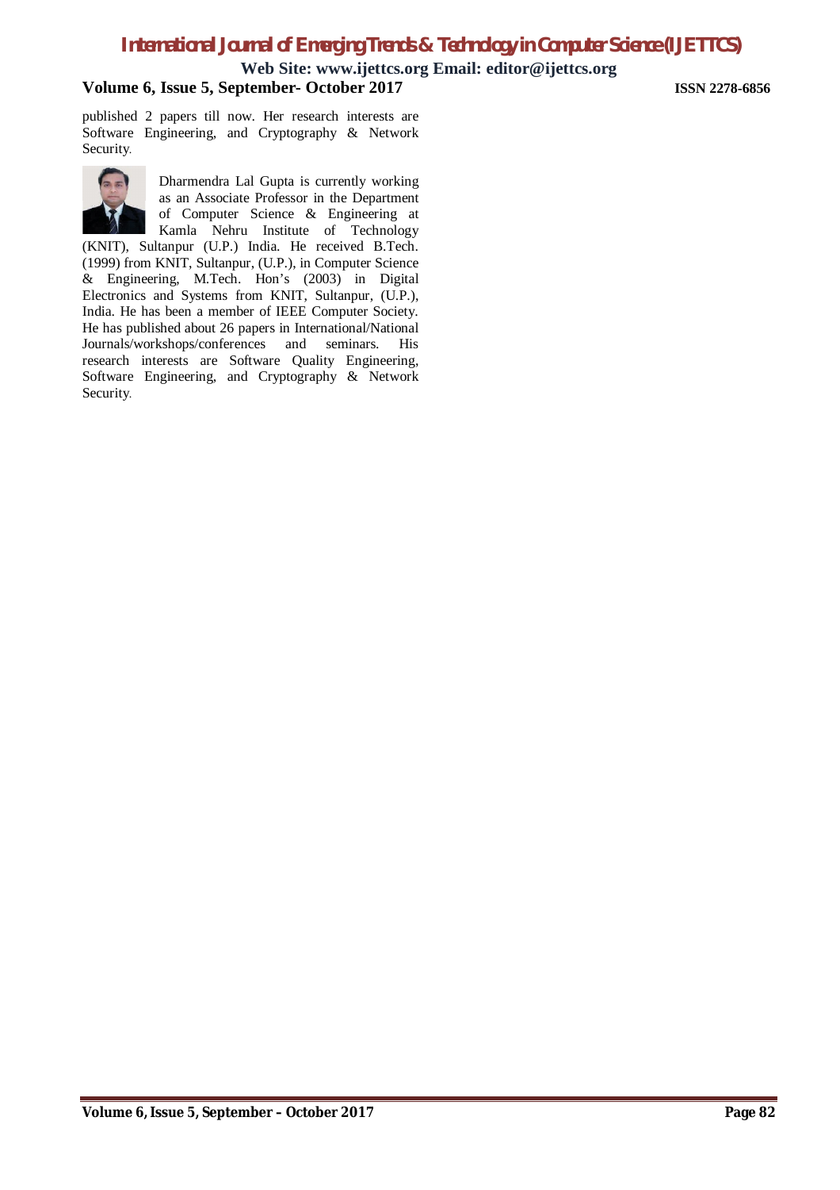published 2 papers till now. Her research interests are Software Engineering, and Cryptography & Network Security.

Dharmendra Lal Gupta is currently working as an Associate Professor in the Department of Computer Science & Engineering at Kamla Nehru Institute of Technology (KNIT), Sultanpur (U.P.) India. He received B.Tech. (1999) from KNIT, Sultanpur, (U.P.), in Computer Science & Engineering, M.Tech. Hon's (2003) in Digital Electronics and Systems from KNIT, Sultanpur, (U.P.), India. He has been a member of IEEE Computer Society. He has published about 26 papers in International/National Journals/workshops/conferences and seminars. His research interests are Software Quality Engineering, Software Engineering, and Cryptography & Network Security.